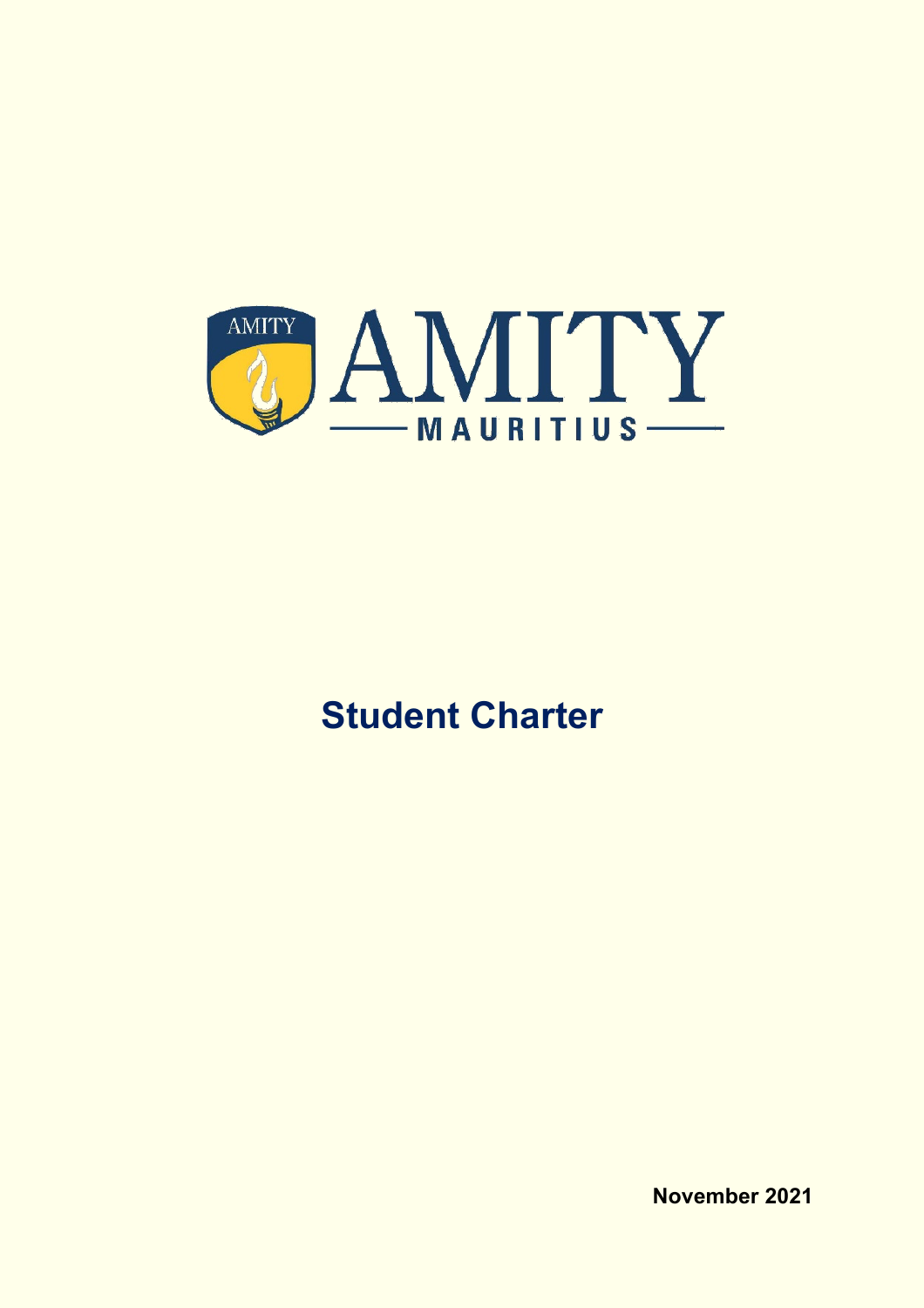AMITY

MAURITIUS

# Student Charter

November 2021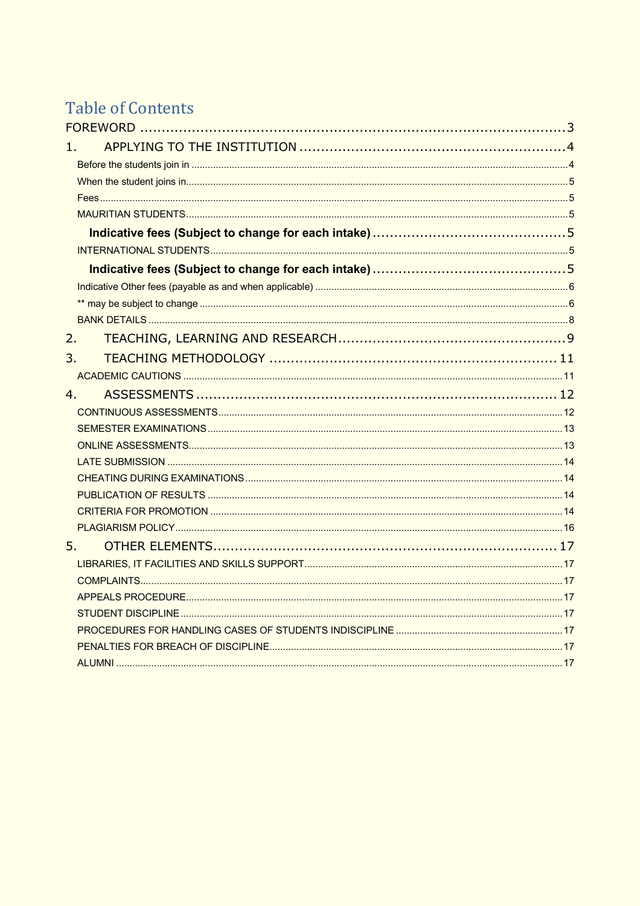# Table of Contents

FOREWORD .... 3

1. APPLYING TO THE INSTITUTION .... 4
   - Before the students join in .... 4
   - When the student joins in .... 5
   - Fees .... 5
   - MAURITIAN STUDENTS .... 5
     - **Indicative fees (Subject to change for each intake)** .... 5
   - INTERNATIONAL STUDENTS .... 5
     - **Indicative fees (Subject to change for each intake)** .... 5
   - Indicative Other fees (payable as and when applicable) .... 6
   - ** may be subject to change .... 6
   - BANK DETAILS .... 8
2. TEACHING, LEARNING AND RESEARCH .... 9
3. TEACHING METHODOLOGY .... 11
   - ACADEMIC CAUTIONS .... 11
4. ASSESSMENTS .... 12
   - CONTINUOUS ASSESSMENTS .... 12
   - SEMESTER EXAMINATIONS .... 13
   - ONLINE ASSESSMENTS .... 13
   - LATE SUBMISSION .... 14
   - CHEATING DURING EXAMINATIONS .... 14
   - PUBLICATION OF RESULTS .... 14
   - CRITERIA FOR PROMOTION .... 14
   - PLAGIARISM POLICY .... 16
5. OTHER ELEMENTS .... 17
   - LIBRARIES, IT FACILITIES AND SKILLS SUPPORT .... 17
   - COMPLAINTS .... 17
   - APPEALS PROCEDURE .... 17
   - STUDENT DISCIPLINE .... 17
   - PROCEDURES FOR HANDLING CASES OF STUDENTS INDISCIPLINE .... 17
   - PENALTIES FOR BREACH OF DISCIPLINE .... 17
   - ALUMNI .... 17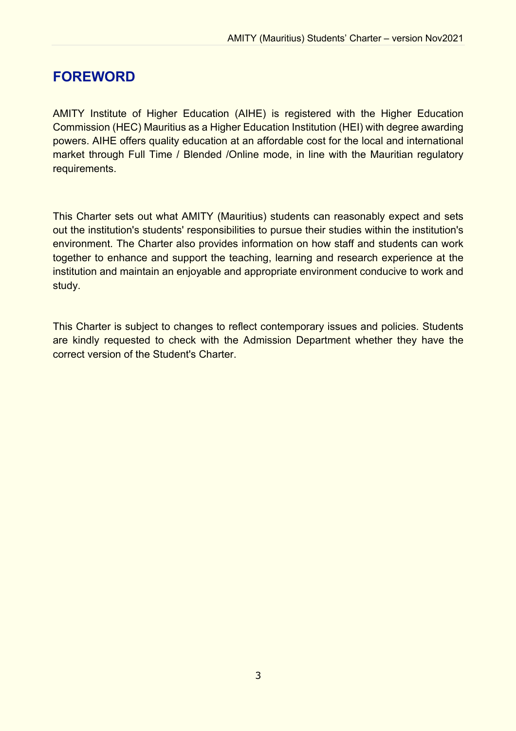# FOREWORD

AMITY Institute of Higher Education (AIHE) is registered with the Higher Education Commission (HEC) Mauritius as a Higher Education Institution (HEI) with degree awarding powers. AIHE offers quality education at an affordable cost for the local and international market through Full Time / Blended /Online mode, in line with the Mauritian regulatory requirements.

This Charter sets out what AMITY (Mauritius) students can reasonably expect and sets out the institution's students' responsibilities to pursue their studies within the institution's environment. The Charter also provides information on how staff and students can work together to enhance and support the teaching, learning and research experience at the institution and maintain an enjoyable and appropriate environment conducive to work and study.

This Charter is subject to changes to reflect contemporary issues and policies. Students are kindly requested to check with the Admission Department whether they have the correct version of the Student's Charter.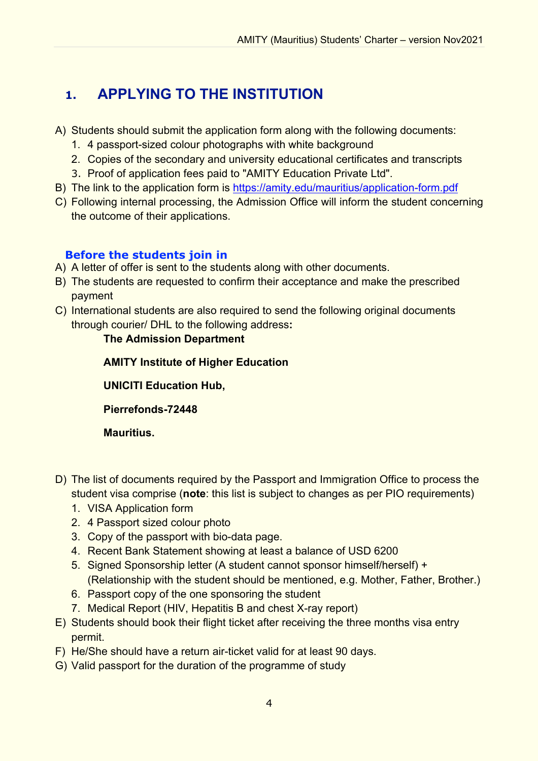# 1. APPLYING TO THE INSTITUTION

A) Students should submit the application form along with the following documents:
   1. 4 passport-sized colour photographs with white background
   2. Copies of the secondary and university educational certificates and transcripts
   3. Proof of application fees paid to "AMITY Education Private Ltd".

B) The link to the application form is [https://amity.edu/mauritius/application-form.pdf](https://amity.edu/mauritius/application-form.pdf)

C) Following internal processing, the Admission Office will inform the student concerning the outcome of their applications.

## Before the students join in

A) A letter of offer is sent to the students along with other documents.

B) The students are requested to confirm their acceptance and make the prescribed payment

C) International students are also required to send the following original documents through courier/ DHL to the following address:

   **The Admission Department**

   **AMITY Institute of Higher Education**

   **UNICITI Education Hub,**

   **Pierrefonds-72448**

   **Mauritius.**

D) The list of documents required by the Passport and Immigration Office to process the student visa comprise (**note**: this list is subject to changes as per PIO requirements)
   1. VISA Application form
   2. 4 Passport sized colour photo
   3. Copy of the passport with bio-data page.
   4. Recent Bank Statement showing at least a balance of USD 6200
   5. Signed Sponsorship letter (A student cannot sponsor himself/herself) + (Relationship with the student should be mentioned, e.g. Mother, Father, Brother.)
   6. Passport copy of the one sponsoring the student
   7. Medical Report (HIV, Hepatitis B and chest X-ray report)

E) Students should book their flight ticket after receiving the three months visa entry permit.

F) He/She should have a return air-ticket valid for at least 90 days.

G) Valid passport for the duration of the programme of study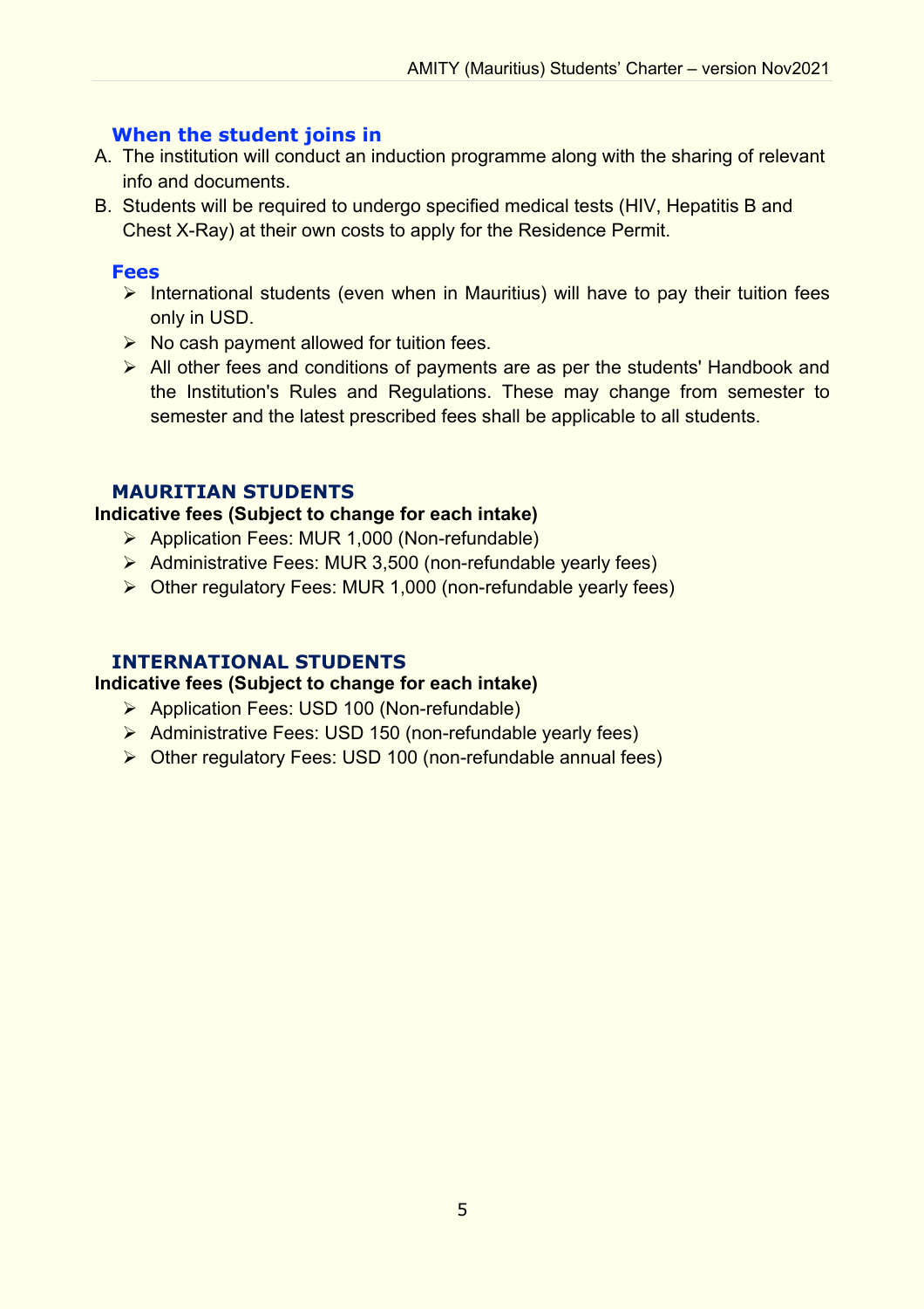### When the student joins in

A. The institution will conduct an induction programme along with the sharing of relevant info and documents.
B. Students will be required to undergo specified medical tests (HIV, Hepatitis B and Chest X-Ray) at their own costs to apply for the Residence Permit.

### Fees

- International students (even when in Mauritius) will have to pay their tuition fees only in USD.
- No cash payment allowed for tuition fees.
- All other fees and conditions of payments are as per the students' Handbook and the Institution's Rules and Regulations. These may change from semester to semester and the latest prescribed fees shall be applicable to all students.

### MAURITIAN STUDENTS

**Indicative fees (Subject to change for each intake)**

- Application Fees: MUR 1,000 (Non-refundable)
- Administrative Fees: MUR 3,500 (non-refundable yearly fees)
- Other regulatory Fees: MUR 1,000 (non-refundable yearly fees)

### INTERNATIONAL STUDENTS

**Indicative fees (Subject to change for each intake)**

- Application Fees: USD 100 (Non-refundable)
- Administrative Fees: USD 150 (non-refundable yearly fees)
- Other regulatory Fees: USD 100 (non-refundable annual fees)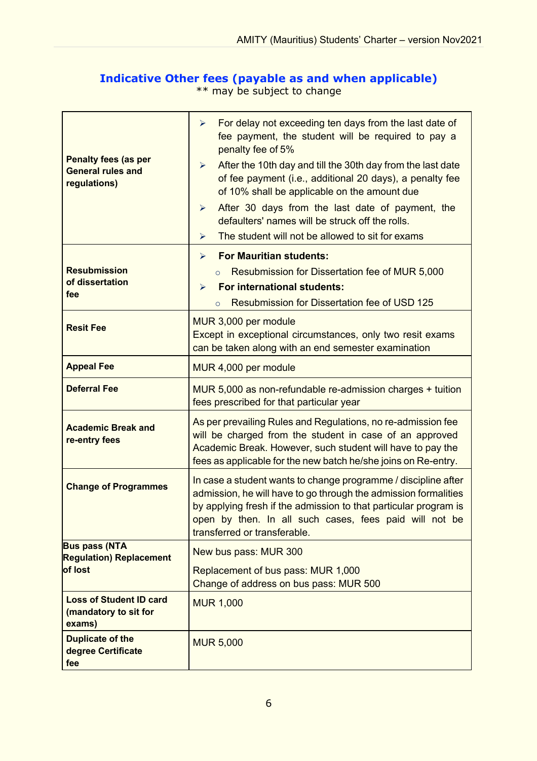## Indicative Other fees (payable as and when applicable)

** may be subject to change

| | |
|---|---|
| **Penalty fees (as per General rules and regulations)** | ➢ For delay not exceeding ten days from the last date of fee payment, the student will be required to pay a penalty fee of 5%<br>➢ After the 10th day and till the 30th day from the last date of fee payment (i.e., additional 20 days), a penalty fee of 10% shall be applicable on the amount due<br>➢ After 30 days from the last date of payment, the defaulters' names will be struck off the rolls.<br>➢ The student will not be allowed to sit for exams |
| **Resubmission of dissertation fee** | ➢ **For Mauritian students:**<br>○ Resubmission for Dissertation fee of MUR 5,000<br>➢ **For international students:**<br>○ Resubmission for Dissertation fee of USD 125 |
| **Resit Fee** | MUR 3,000 per module<br>Except in exceptional circumstances, only two resit exams can be taken along with an end semester examination |
| **Appeal Fee** | MUR 4,000 per module |
| **Deferral Fee** | MUR 5,000 as non-refundable re-admission charges + tuition fees prescribed for that particular year |
| **Academic Break and re-entry fees** | As per prevailing Rules and Regulations, no re-admission fee will be charged from the student in case of an approved Academic Break. However, such student will have to pay the fees as applicable for the new batch he/she joins on Re-entry. |
| **Change of Programmes** | In case a student wants to change programme / discipline after admission, he will have to go through the admission formalities by applying fresh if the admission to that particular program is open by then. In all such cases, fees paid will not be transferred or transferable. |
| **Bus pass (NTA Regulation) Replacement of lost** | New bus pass: MUR 300<br>Replacement of bus pass: MUR 1,000<br>Change of address on bus pass: MUR 500 |
| **Loss of Student ID card (mandatory to sit for exams)** | MUR 1,000 |
| **Duplicate of the degree Certificate fee** | MUR 5,000 |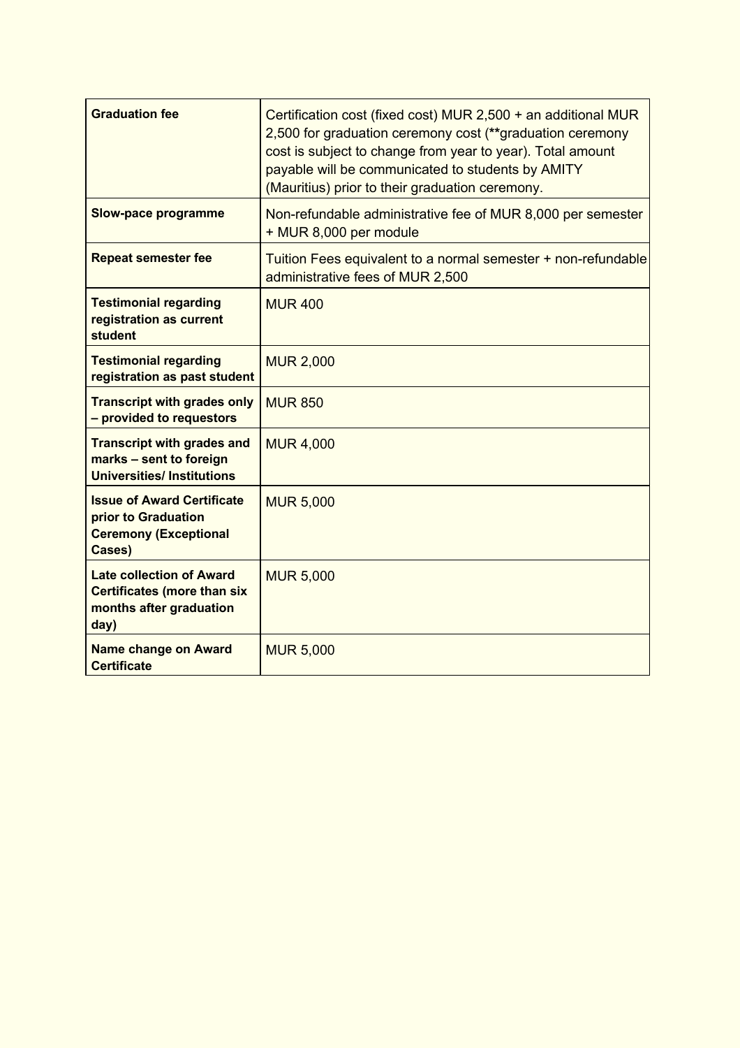| **Graduation fee** | Certification cost (fixed cost) MUR 2,500 + an additional MUR 2,500 for graduation ceremony cost (**graduation ceremony cost is subject to change from year to year). Total amount payable will be communicated to students by AMITY (Mauritius) prior to their graduation ceremony. |
|---|---|
| **Slow-pace programme** | Non-refundable administrative fee of MUR 8,000 per semester + MUR 8,000 per module |
| **Repeat semester fee** | Tuition Fees equivalent to a normal semester + non-refundable administrative fees of MUR 2,500 |
| **Testimonial regarding registration as current student** | MUR 400 |
| **Testimonial regarding registration as past student** | MUR 2,000 |
| **Transcript with grades only – provided to requestors** | MUR 850 |
| **Transcript with grades and marks – sent to foreign Universities/ Institutions** | MUR 4,000 |
| **Issue of Award Certificate prior to Graduation Ceremony (Exceptional Cases)** | MUR 5,000 |
| **Late collection of Award Certificates (more than six months after graduation day)** | MUR 5,000 |
| **Name change on Award Certificate** | MUR 5,000 |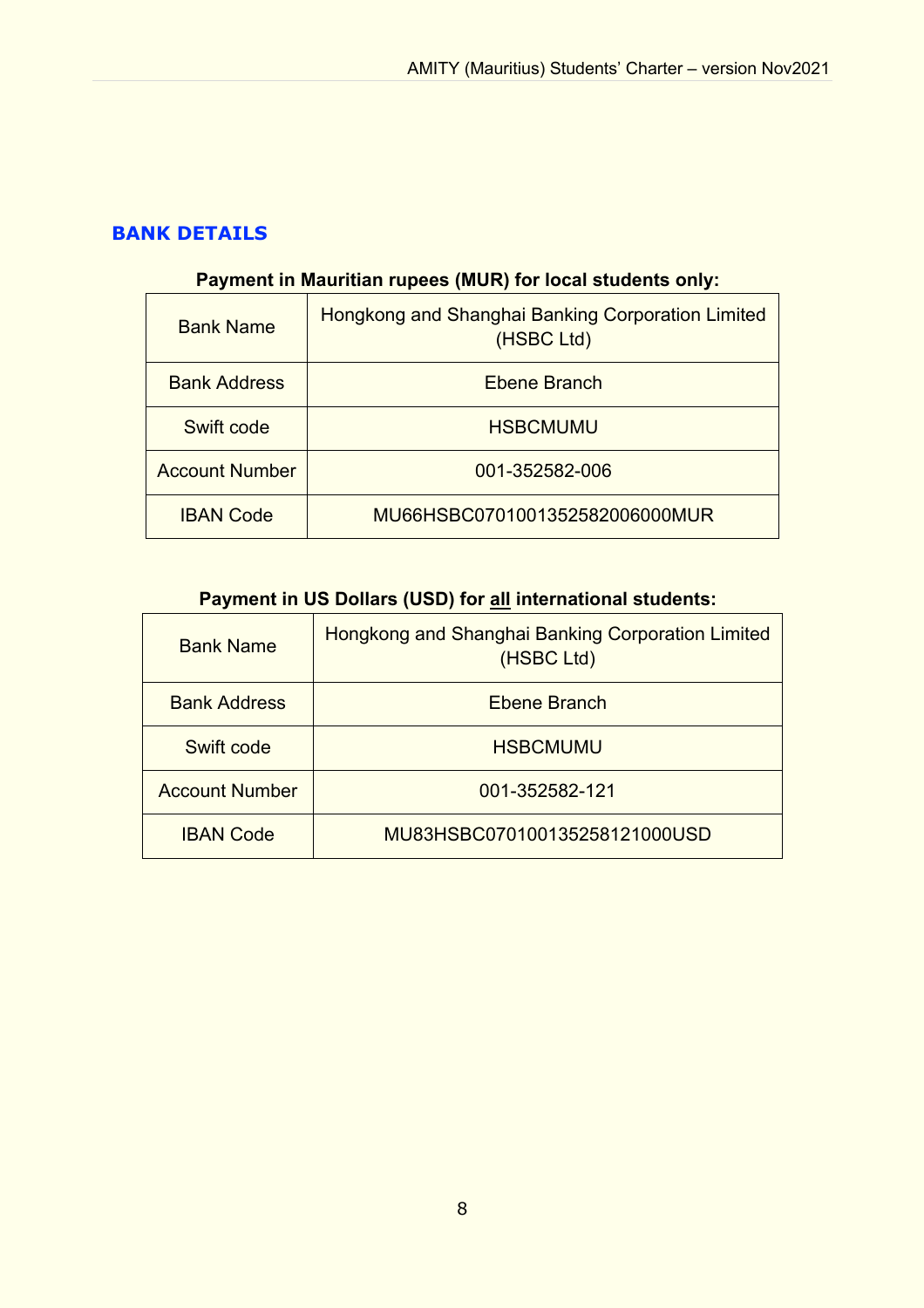## BANK DETAILS

**Payment in Mauritian rupees (MUR) for local students only:**

| Bank Name | Hongkong and Shanghai Banking Corporation Limited (HSBC Ltd) |
|---|---|
| Bank Address | Ebene Branch |
| Swift code | HSBCMUMU |
| Account Number | 001-352582-006 |
| IBAN Code | MU66HSBC0701001352582006000MUR |

**Payment in US Dollars (USD) for <u>all</u> international students:**

| Bank Name | Hongkong and Shanghai Banking Corporation Limited (HSBC Ltd) |
|---|---|
| Bank Address | Ebene Branch |
| Swift code | HSBCMUMU |
| Account Number | 001-352582-121 |
| IBAN Code | MU83HSBC070100135258121000USD |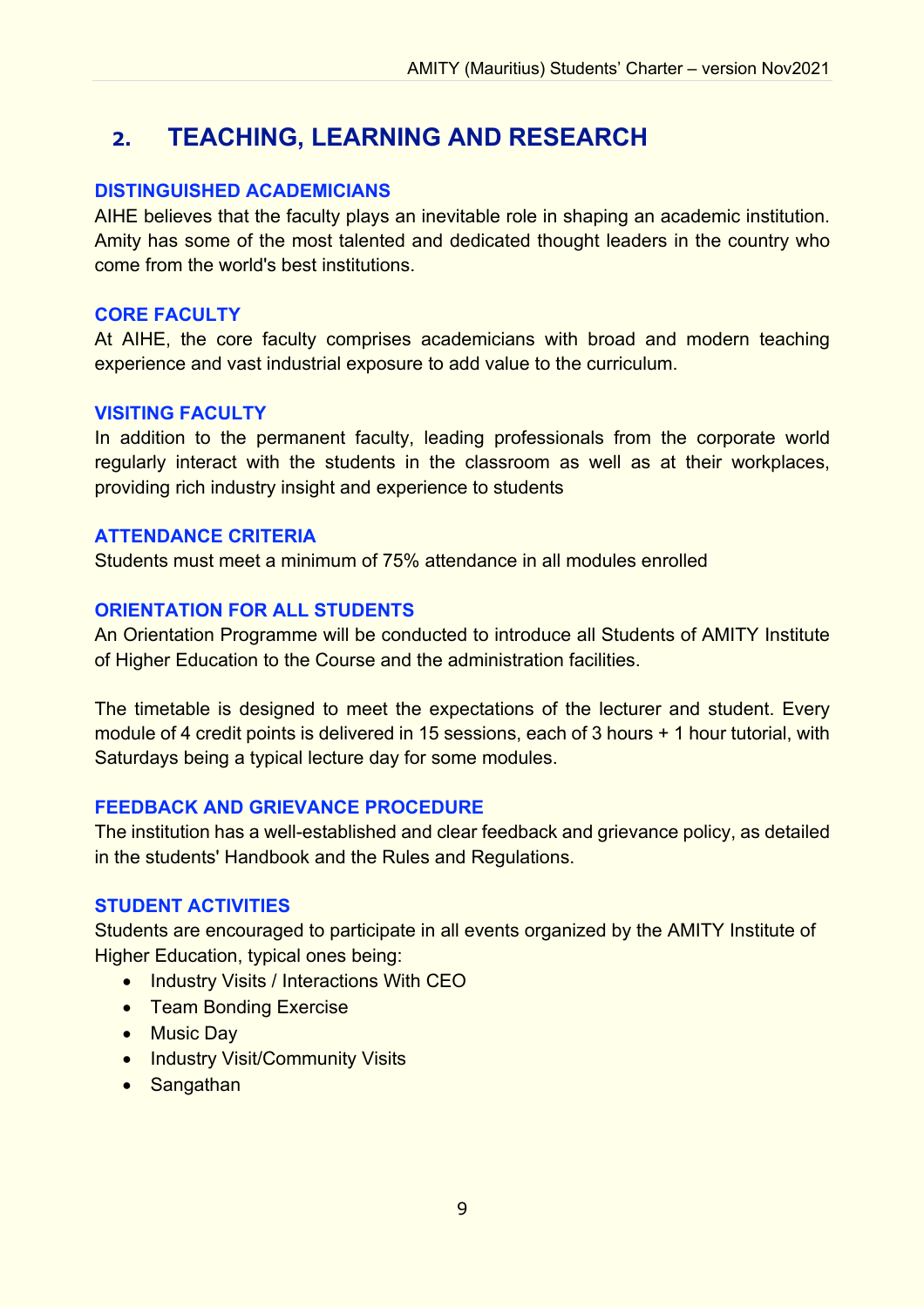## 2. TEACHING, LEARNING AND RESEARCH

### DISTINGUISHED ACADEMICIANS

AIHE believes that the faculty plays an inevitable role in shaping an academic institution. Amity has some of the most talented and dedicated thought leaders in the country who come from the world's best institutions.

### CORE FACULTY

At AIHE, the core faculty comprises academicians with broad and modern teaching experience and vast industrial exposure to add value to the curriculum.

### VISITING FACULTY

In addition to the permanent faculty, leading professionals from the corporate world regularly interact with the students in the classroom as well as at their workplaces, providing rich industry insight and experience to students

### ATTENDANCE CRITERIA

Students must meet a minimum of 75% attendance in all modules enrolled

### ORIENTATION FOR ALL STUDENTS

An Orientation Programme will be conducted to introduce all Students of AMITY Institute of Higher Education to the Course and the administration facilities.

The timetable is designed to meet the expectations of the lecturer and student. Every module of 4 credit points is delivered in 15 sessions, each of 3 hours + 1 hour tutorial, with Saturdays being a typical lecture day for some modules.

### FEEDBACK AND GRIEVANCE PROCEDURE

The institution has a well-established and clear feedback and grievance policy, as detailed in the students' Handbook and the Rules and Regulations.

### STUDENT ACTIVITIES

Students are encouraged to participate in all events organized by the AMITY Institute of Higher Education, typical ones being:

- Industry Visits / Interactions With CEO
- Team Bonding Exercise
- Music Day
- Industry Visit/Community Visits
- Sangathan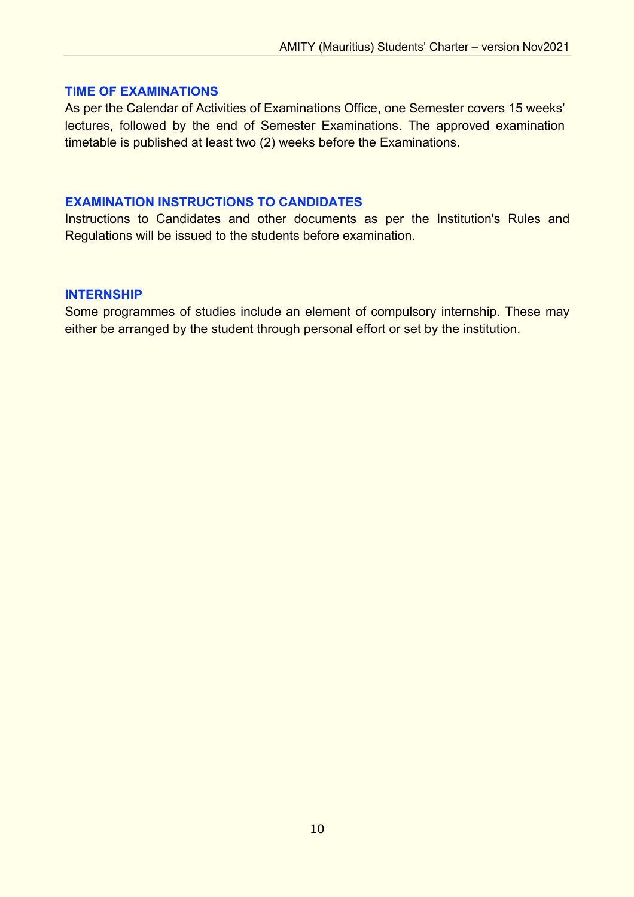## TIME OF EXAMINATIONS

As per the Calendar of Activities of Examinations Office, one Semester covers 15 weeks' lectures, followed by the end of Semester Examinations. The approved examination timetable is published at least two (2) weeks before the Examinations.

## EXAMINATION INSTRUCTIONS TO CANDIDATES

Instructions to Candidates and other documents as per the Institution's Rules and Regulations will be issued to the students before examination.

## INTERNSHIP

Some programmes of studies include an element of compulsory internship. These may either be arranged by the student through personal effort or set by the institution.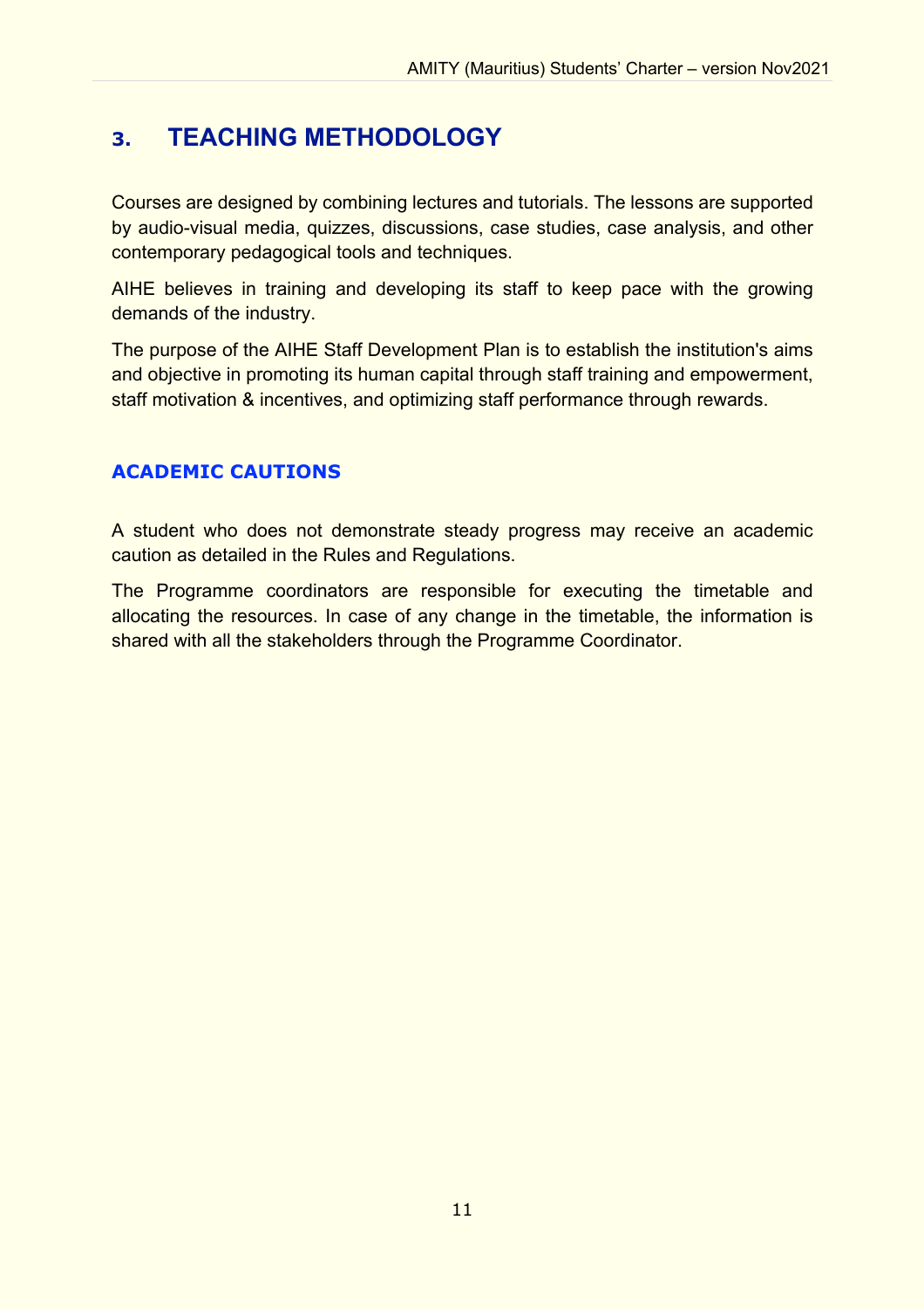## 3. TEACHING METHODOLOGY

Courses are designed by combining lectures and tutorials. The lessons are supported by audio-visual media, quizzes, discussions, case studies, case analysis, and other contemporary pedagogical tools and techniques.

AIHE believes in training and developing its staff to keep pace with the growing demands of the industry.

The purpose of the AIHE Staff Development Plan is to establish the institution's aims and objective in promoting its human capital through staff training and empowerment, staff motivation & incentives, and optimizing staff performance through rewards.

### ACADEMIC CAUTIONS

A student who does not demonstrate steady progress may receive an academic caution as detailed in the Rules and Regulations.

The Programme coordinators are responsible for executing the timetable and allocating the resources. In case of any change in the timetable, the information is shared with all the stakeholders through the Programme Coordinator.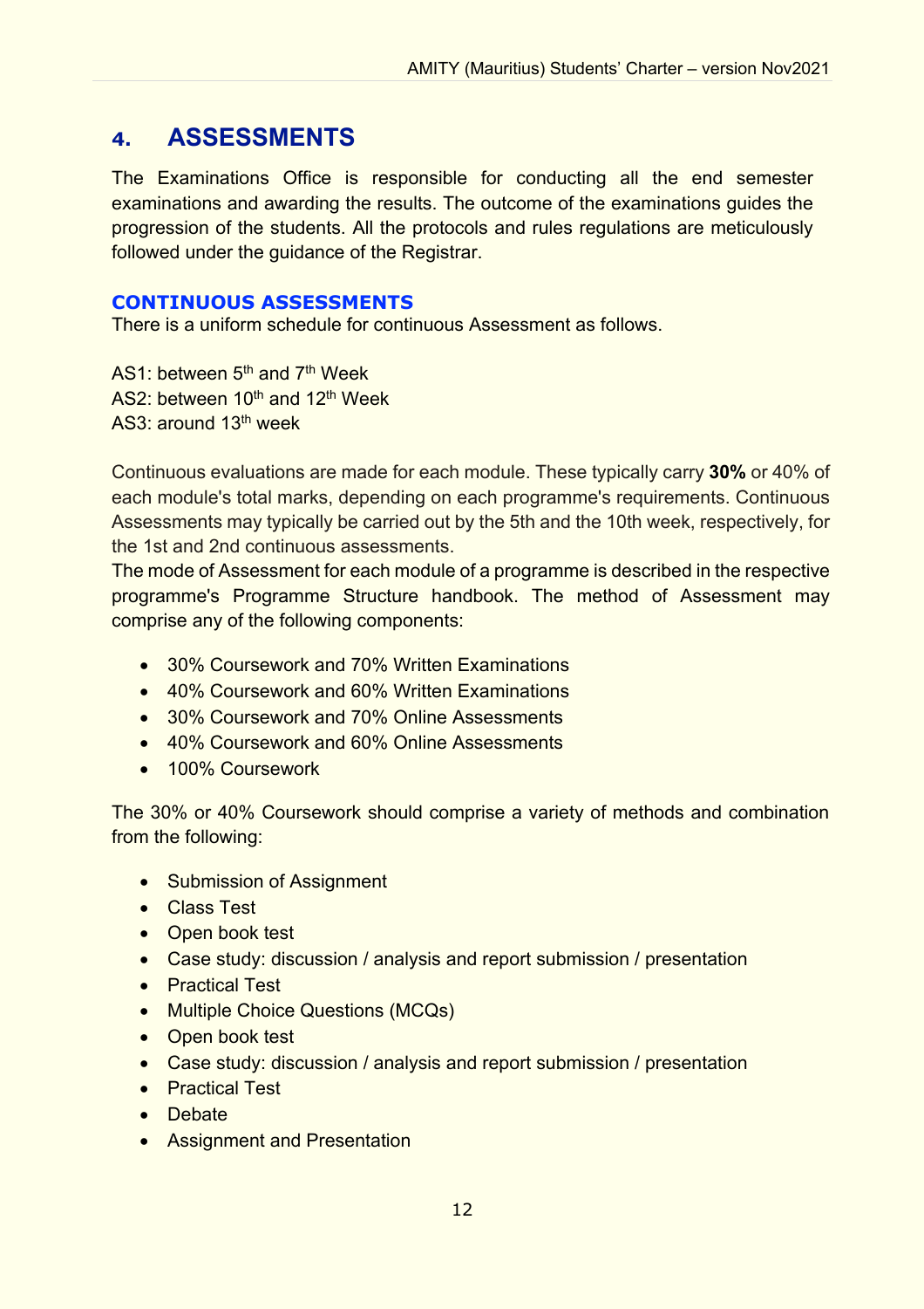# 4. ASSESSMENTS

The Examinations Office is responsible for conducting all the end semester examinations and awarding the results. The outcome of the examinations guides the progression of the students. All the protocols and rules regulations are meticulously followed under the guidance of the Registrar.

## CONTINUOUS ASSESSMENTS

There is a uniform schedule for continuous Assessment as follows.

AS1: between 5th and 7th Week
AS2: between 10th and 12th Week
AS3: around 13th week

Continuous evaluations are made for each module. These typically carry **30%** or 40% of each module's total marks, depending on each programme's requirements. Continuous Assessments may typically be carried out by the 5th and the 10th week, respectively, for the 1st and 2nd continuous assessments.

The mode of Assessment for each module of a programme is described in the respective programme's Programme Structure handbook. The method of Assessment may comprise any of the following components:

- 30% Coursework and 70% Written Examinations
- 40% Coursework and 60% Written Examinations
- 30% Coursework and 70% Online Assessments
- 40% Coursework and 60% Online Assessments
- 100% Coursework

The 30% or 40% Coursework should comprise a variety of methods and combination from the following:

- Submission of Assignment
- Class Test
- Open book test
- Case study: discussion / analysis and report submission / presentation
- Practical Test
- Multiple Choice Questions (MCQs)
- Open book test
- Case study: discussion / analysis and report submission / presentation
- Practical Test
- Debate
- Assignment and Presentation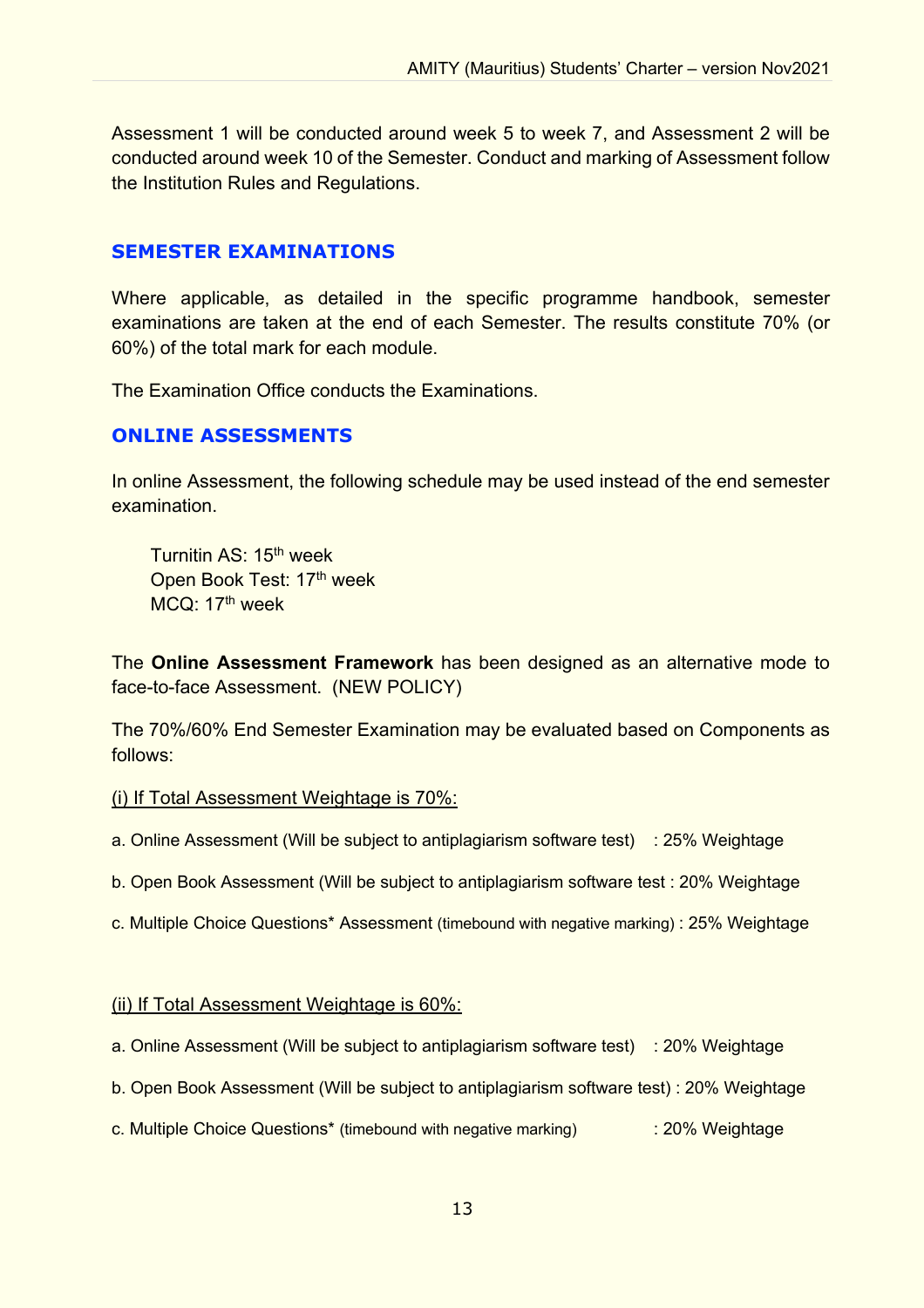Assessment 1 will be conducted around week 5 to week 7, and Assessment 2 will be conducted around week 10 of the Semester. Conduct and marking of Assessment follow the Institution Rules and Regulations.

## SEMESTER EXAMINATIONS

Where applicable, as detailed in the specific programme handbook, semester examinations are taken at the end of each Semester. The results constitute 70% (or 60%) of the total mark for each module.

The Examination Office conducts the Examinations.

## ONLINE ASSESSMENTS

In online Assessment, the following schedule may be used instead of the end semester examination.

Turnitin AS: 15th week
Open Book Test: 17th week
MCQ: 17th week

The **Online Assessment Framework** has been designed as an alternative mode to face-to-face Assessment. (NEW POLICY)

The 70%/60% End Semester Examination may be evaluated based on Components as follows:

(i) If Total Assessment Weightage is 70%:

a. Online Assessment (Will be subject to antiplagiarism software test) : 25% Weightage

b. Open Book Assessment (Will be subject to antiplagiarism software test : 20% Weightage

c. Multiple Choice Questions* Assessment (timebound with negative marking) : 25% Weightage

(ii) If Total Assessment Weightage is 60%:

a. Online Assessment (Will be subject to antiplagiarism software test) : 20% Weightage

b. Open Book Assessment (Will be subject to antiplagiarism software test) : 20% Weightage

c. Multiple Choice Questions* (timebound with negative marking) : 20% Weightage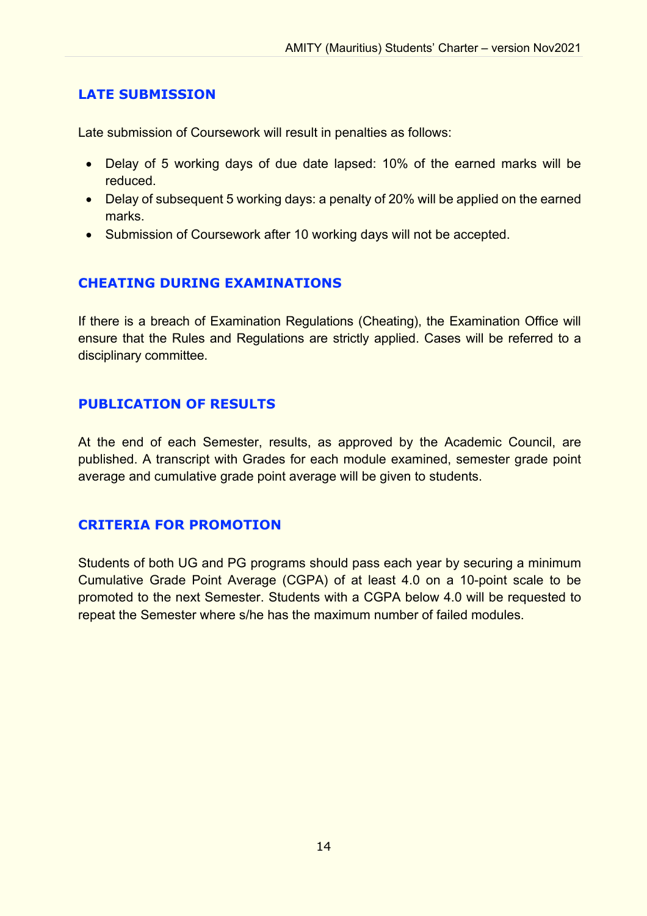## LATE SUBMISSION

Late submission of Coursework will result in penalties as follows:

- Delay of 5 working days of due date lapsed: 10% of the earned marks will be reduced.
- Delay of subsequent 5 working days: a penalty of 20% will be applied on the earned marks.
- Submission of Coursework after 10 working days will not be accepted.

## CHEATING DURING EXAMINATIONS

If there is a breach of Examination Regulations (Cheating), the Examination Office will ensure that the Rules and Regulations are strictly applied. Cases will be referred to a disciplinary committee.

## PUBLICATION OF RESULTS

At the end of each Semester, results, as approved by the Academic Council, are published. A transcript with Grades for each module examined, semester grade point average and cumulative grade point average will be given to students.

## CRITERIA FOR PROMOTION

Students of both UG and PG programs should pass each year by securing a minimum Cumulative Grade Point Average (CGPA) of at least 4.0 on a 10-point scale to be promoted to the next Semester. Students with a CGPA below 4.0 will be requested to repeat the Semester where s/he has the maximum number of failed modules.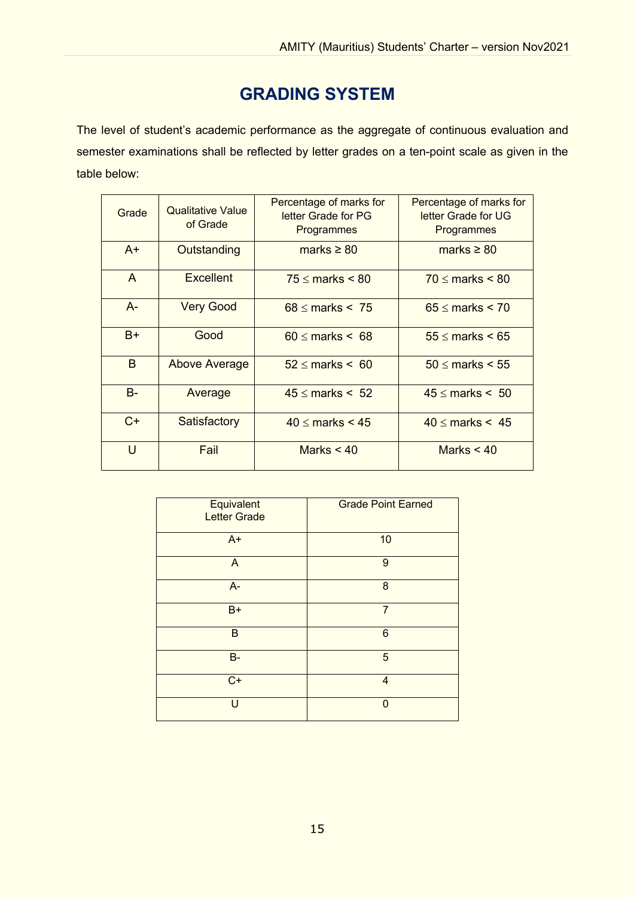# GRADING SYSTEM

The level of student's academic performance as the aggregate of continuous evaluation and semester examinations shall be reflected by letter grades on a ten-point scale as given in the table below:

| Grade | Qualitative Value of Grade | Percentage of marks for letter Grade for PG Programmes | Percentage of marks for letter Grade for UG Programmes |
|---|---|---|---|
| A+ | Outstanding | marks ≥ 80 | marks ≥ 80 |
| A | Excellent | 75 ≤ marks < 80 | 70 ≤ marks < 80 |
| A- | Very Good | 68 ≤ marks < 75 | 65 ≤ marks < 70 |
| B+ | Good | 60 ≤ marks < 68 | 55 ≤ marks < 65 |
| B | Above Average | 52 ≤ marks < 60 | 50 ≤ marks < 55 |
| B- | Average | 45 ≤ marks < 52 | 45 ≤ marks < 50 |
| C+ | Satisfactory | 40 ≤ marks < 45 | 40 ≤ marks < 45 |
| U | Fail | Marks < 40 | Marks < 40 |

| Equivalent Letter Grade | Grade Point Earned |
|---|---|
| A+ | 10 |
| A | 9 |
| A- | 8 |
| B+ | 7 |
| B | 6 |
| B- | 5 |
| C+ | 4 |
| U | 0 |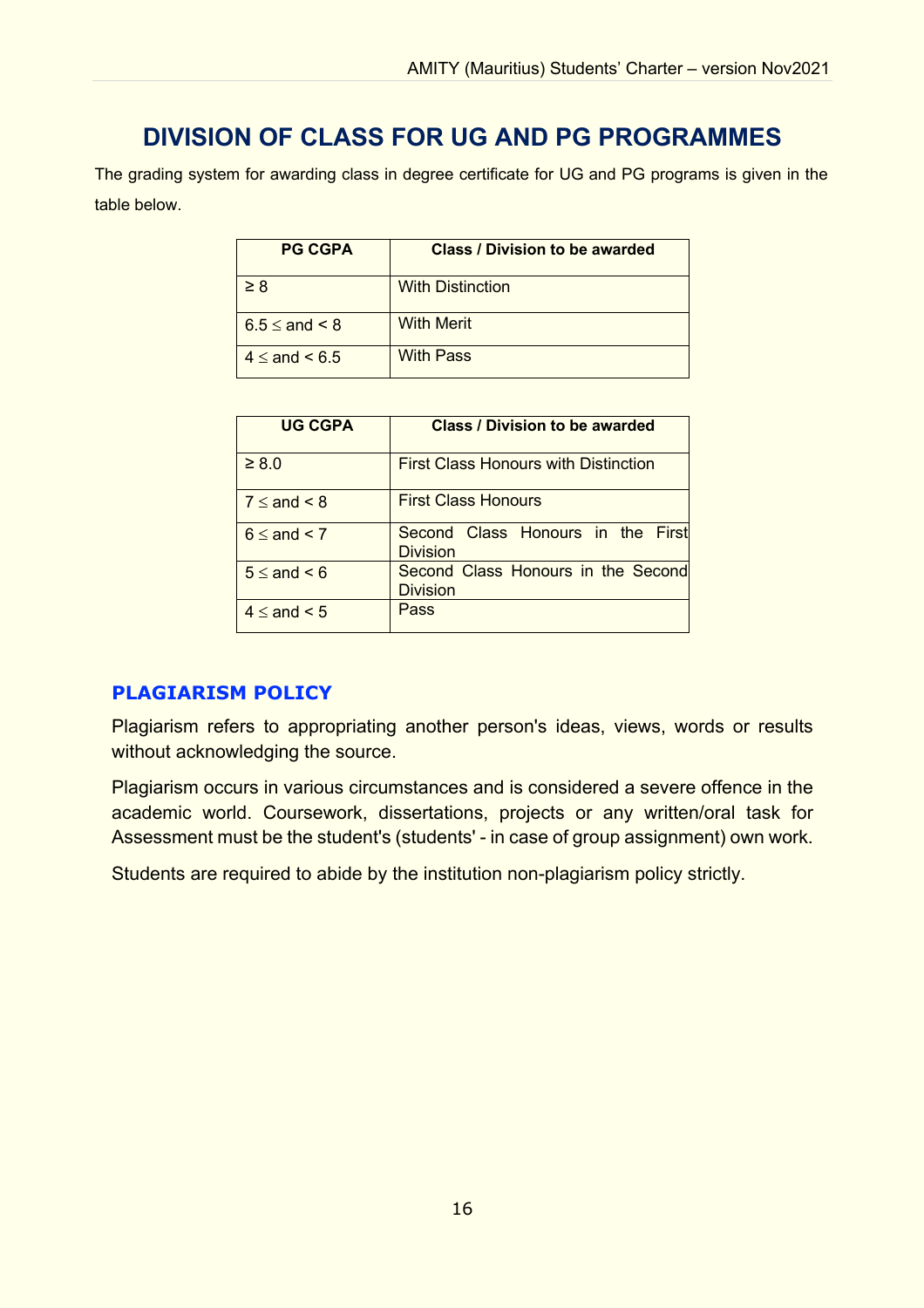# DIVISION OF CLASS FOR UG AND PG PROGRAMMES

The grading system for awarding class in degree certificate for UG and PG programs is given in the table below.

| PG CGPA | Class / Division to be awarded |
|---|---|
| ≥ 8 | With Distinction |
| 6.5 ≤ and < 8 | With Merit |
| 4 ≤ and < 6.5 | With Pass |

| UG CGPA | Class / Division to be awarded |
|---|---|
| ≥ 8.0 | First Class Honours with Distinction |
| 7 ≤ and < 8 | First Class Honours |
| 6 ≤ and < 7 | Second Class Honours in the First Division |
| 5 ≤ and < 6 | Second Class Honours in the Second Division |
| 4 ≤ and < 5 | Pass |

## PLAGIARISM POLICY

Plagiarism refers to appropriating another person's ideas, views, words or results without acknowledging the source.

Plagiarism occurs in various circumstances and is considered a severe offence in the academic world. Coursework, dissertations, projects or any written/oral task for Assessment must be the student's (students' - in case of group assignment) own work.

Students are required to abide by the institution non-plagiarism policy strictly.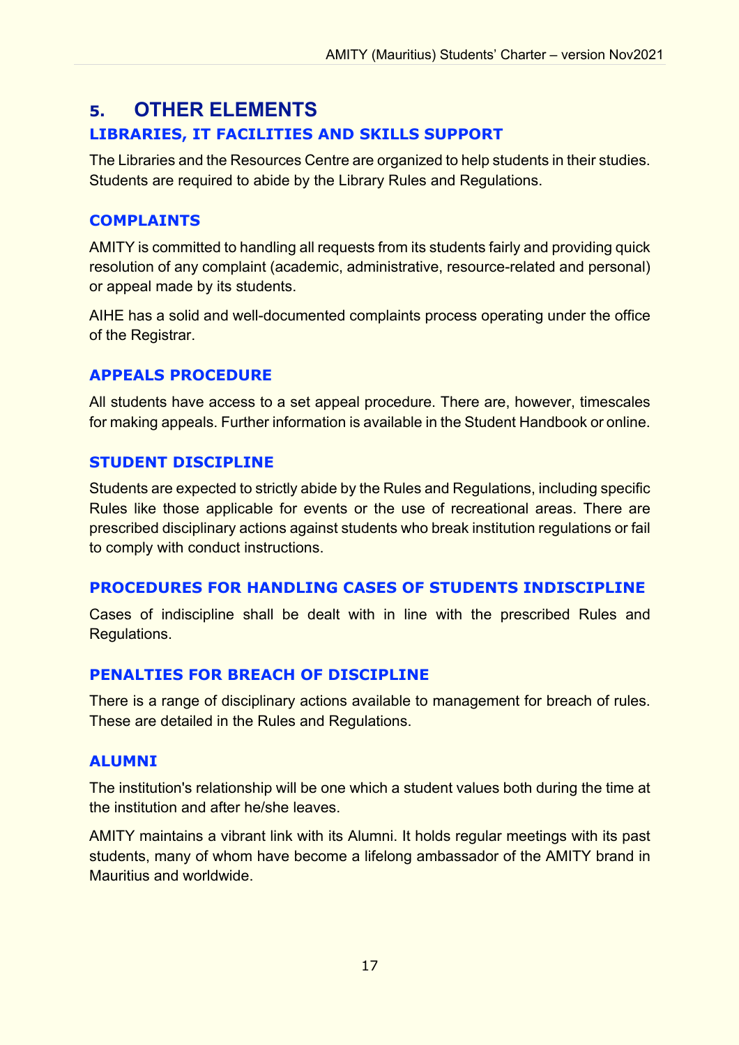# 5. OTHER ELEMENTS

## LIBRARIES, IT FACILITIES AND SKILLS SUPPORT

The Libraries and the Resources Centre are organized to help students in their studies. Students are required to abide by the Library Rules and Regulations.

## COMPLAINTS

AMITY is committed to handling all requests from its students fairly and providing quick resolution of any complaint (academic, administrative, resource-related and personal) or appeal made by its students.

AIHE has a solid and well-documented complaints process operating under the office of the Registrar.

## APPEALS PROCEDURE

All students have access to a set appeal procedure. There are, however, timescales for making appeals. Further information is available in the Student Handbook or online.

## STUDENT DISCIPLINE

Students are expected to strictly abide by the Rules and Regulations, including specific Rules like those applicable for events or the use of recreational areas. There are prescribed disciplinary actions against students who break institution regulations or fail to comply with conduct instructions.

## PROCEDURES FOR HANDLING CASES OF STUDENTS INDISCIPLINE

Cases of indiscipline shall be dealt with in line with the prescribed Rules and Regulations.

## PENALTIES FOR BREACH OF DISCIPLINE

There is a range of disciplinary actions available to management for breach of rules. These are detailed in the Rules and Regulations.

## ALUMNI

The institution's relationship will be one which a student values both during the time at the institution and after he/she leaves.

AMITY maintains a vibrant link with its Alumni. It holds regular meetings with its past students, many of whom have become a lifelong ambassador of the AMITY brand in Mauritius and worldwide.